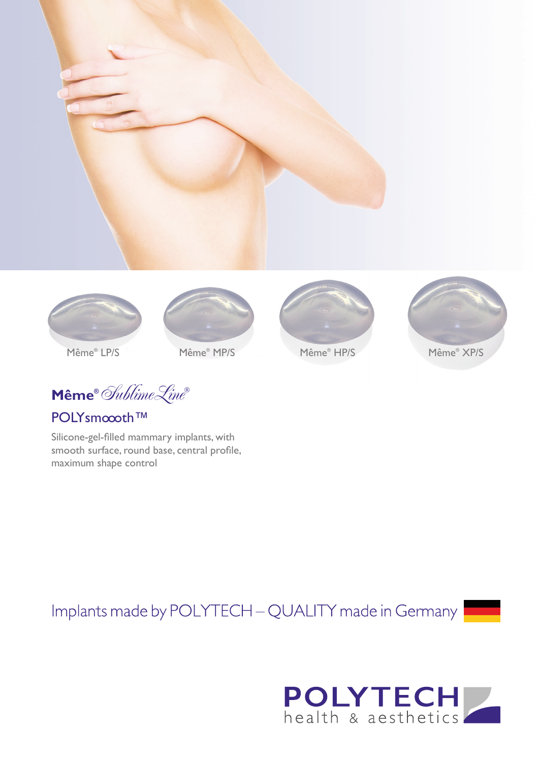Même® LP/S

Même® MP/S

Même® HP/S

Même® XP/S

# Même® SublimeLine®

## POLYsmoooth™

Silicone-gel-filled mammary implants, with smooth surface, round base, central profile, maximum shape control

Implants made by POLYTECH – QUALITY made in Germany

**POLYTECH**
health & aesthetics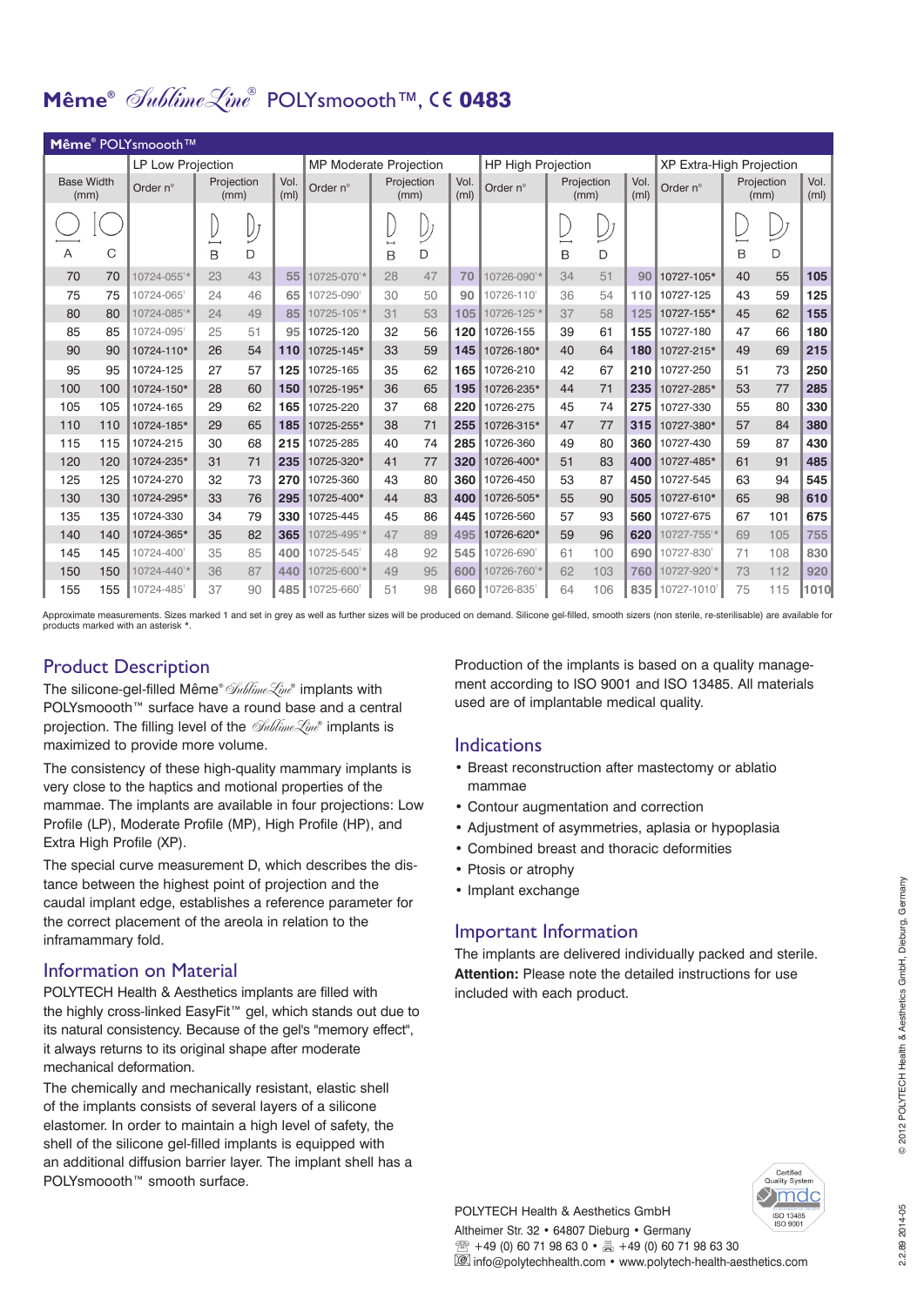# Même® SublimeLine® POLYsmoooth™, CE 0483

| Même® POLYsmoooth™ | | LP Low Projection | | | | MP Moderate Projection | | | | HP High Projection | | | | XP Extra-High Projection | | | |
|---|---|---|---|---|---|---|---|---|---|---|---|---|---|---|---|---|---|
| Base Width (mm) | | Order n° | Projection (mm) | | Vol. (ml) | Order n° | Projection (mm) | | Vol. (ml) | Order n° | Projection (mm) | | Vol. (ml) | Order n° | Projection (mm) | | Vol. (ml) |
| A | C | | B | D | | | B | D | | | B | D | | | B | D | |
| 70 | 70 | 10724-055¹* | 23 | 43 | 55 | 10725-070¹* | 28 | 47 | 70 | 10726-090¹* | 34 | 51 | 90 | 10727-105* | 40 | 55 | 105 |
| 75 | 75 | 10724-065¹ | 24 | 46 | 65 | 10725-090¹ | 30 | 50 | 90 | 10726-110¹ | 36 | 54 | 110 | 10727-125 | 43 | 59 | 125 |
| 80 | 80 | 10724-085¹* | 24 | 49 | 85 | 10725-105¹* | 31 | 53 | 105 | 10726-125¹* | 37 | 58 | 125 | 10727-155* | 45 | 62 | 155 |
| 85 | 85 | 10724-095¹ | 25 | 51 | 95 | 10725-120 | 32 | 56 | 120 | 10726-155 | 39 | 61 | 155 | 10727-180 | 47 | 66 | 180 |
| 90 | 90 | 10724-110* | 26 | 54 | 110 | 10725-145* | 33 | 59 | 145 | 10726-180* | 40 | 64 | 180 | 10727-215* | 49 | 69 | 215 |
| 95 | 95 | 10724-125 | 27 | 57 | 125 | 10725-165 | 35 | 62 | 165 | 10726-210 | 42 | 67 | 210 | 10727-250 | 51 | 73 | 250 |
| 100 | 100 | 10724-150* | 28 | 60 | 150 | 10725-195* | 36 | 65 | 195 | 10726-235* | 44 | 71 | 235 | 10727-285* | 53 | 77 | 285 |
| 105 | 105 | 10724-165 | 29 | 62 | 165 | 10725-220 | 37 | 68 | 220 | 10726-275 | 45 | 74 | 275 | 10727-330 | 55 | 80 | 330 |
| 110 | 110 | 10724-185* | 29 | 65 | 185 | 10725-255* | 38 | 71 | 255 | 10726-315* | 47 | 77 | 315 | 10727-380* | 57 | 84 | 380 |
| 115 | 115 | 10724-215 | 30 | 68 | 215 | 10725-285 | 40 | 74 | 285 | 10726-360 | 49 | 80 | 360 | 10727-430 | 59 | 87 | 430 |
| 120 | 120 | 10724-235* | 31 | 71 | 235 | 10725-320* | 41 | 77 | 320 | 10726-400* | 51 | 83 | 400 | 10727-485* | 61 | 91 | 485 |
| 125 | 125 | 10724-270 | 32 | 73 | 270 | 10725-360 | 43 | 80 | 360 | 10726-450 | 53 | 87 | 450 | 10727-545 | 63 | 94 | 545 |
| 130 | 130 | 10724-295* | 33 | 76 | 295 | 10725-400* | 44 | 83 | 400 | 10726-505* | 55 | 90 | 505 | 10727-610* | 65 | 98 | 610 |
| 135 | 135 | 10724-330 | 34 | 79 | 330 | 10725-445 | 45 | 86 | 445 | 10726-560 | 57 | 93 | 560 | 10727-675 | 67 | 101 | 675 |
| 140 | 140 | 10724-365* | 35 | 82 | 365 | 10725-495¹* | 47 | 89 | 495 | 10726-620* | 59 | 96 | 620 | 10727-755¹* | 69 | 105 | 755 |
| 145 | 145 | 10724-400¹ | 35 | 85 | 400 | 10725-545¹ | 48 | 92 | 545 | 10726-690¹ | 61 | 100 | 690 | 10727-830¹ | 71 | 108 | 830 |
| 150 | 150 | 10724-440¹* | 36 | 87 | 440 | 10725-600¹* | 49 | 95 | 600 | 10726-760¹* | 62 | 103 | 760 | 10727-920¹* | 73 | 112 | 920 |
| 155 | 155 | 10724-485¹ | 37 | 90 | 485 | 10725-660¹ | 51 | 98 | 660 | 10726-835¹ | 64 | 106 | 835 | 10727-1010¹ | 75 | 115 | 1010 |

Approximate measurements. Sizes marked 1 and set in grey as well as further sizes will be produced on demand. Silicone gel-filled, smooth sizers (non sterile, re-sterilisable) are available for products marked with an asterisk *.

## Product Description

The silicone-gel-filled Même® SublimeLine® implants with POLYsmoooth™ surface have a round base and a central projection. The filling level of the SublimeLine® implants is maximized to provide more volume.

The consistency of these high-quality mammary implants is very close to the haptics and motional properties of the mammae. The implants are available in four projections: Low Profile (LP), Moderate Profile (MP), High Profile (HP), and Extra High Profile (XP).

The special curve measurement D, which describes the distance between the highest point of projection and the caudal implant edge, establishes a reference parameter for the correct placement of the areola in relation to the inframammary fold.

## Information on Material

POLYTECH Health & Aesthetics implants are filled with the highly cross-linked EasyFit™ gel, which stands out due to its natural consistency. Because of the gel's "memory effect", it always returns to its original shape after moderate mechanical deformation.

The chemically and mechanically resistant, elastic shell of the implants consists of several layers of a silicone elastomer. In order to maintain a high level of safety, the shell of the silicone gel-filled implants is equipped with an additional diffusion barrier layer. The implant shell has a POLYsmoooth™ smooth surface.

Production of the implants is based on a quality management according to ISO 9001 and ISO 13485. All materials used are of implantable medical quality.

## Indications

- Breast reconstruction after mastectomy or ablatio mammae
- Contour augmentation and correction
- Adjustment of asymmetries, aplasia or hypoplasia
- Combined breast and thoracic deformities
- Ptosis or atrophy
- Implant exchange

## Important Information

The implants are delivered individually packed and sterile.
**Attention:** Please note the detailed instructions for use included with each product.

Certified Quality System mdc ISO 13485 ISO 9001

POLYTECH Health & Aesthetics GmbH
Altheimer Str. 32 • 64807 Dieburg • Germany
+49 (0) 60 71 98 63 0 • +49 (0) 60 71 98 63 30
info@polytechhealth.com • www.polytech-health-aesthetics.com

© 2012 POLYTECH Health & Aesthetics GmbH, Dieburg, Germany

2.2.89 2014-05